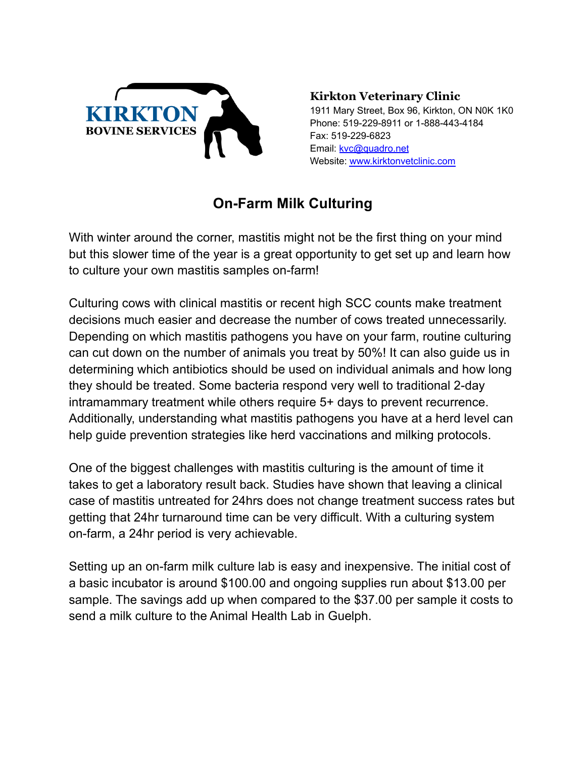KIRKTON
BOVINE SERVICES

**Kirkton Veterinary Clinic**
1911 Mary Street, Box 96, Kirkton, ON N0K 1K0
Phone: 519-229-8911 or 1-888-443-4184
Fax: 519-229-6823
Email: kvc@quadro.net
Website: www.kirktonvetclinic.com

# On-Farm Milk Culturing

With winter around the corner, mastitis might not be the first thing on your mind but this slower time of the year is a great opportunity to get set up and learn how to culture your own mastitis samples on-farm!

Culturing cows with clinical mastitis or recent high SCC counts make treatment decisions much easier and decrease the number of cows treated unnecessarily. Depending on which mastitis pathogens you have on your farm, routine culturing can cut down on the number of animals you treat by 50%! It can also guide us in determining which antibiotics should be used on individual animals and how long they should be treated. Some bacteria respond very well to traditional 2-day intramammary treatment while others require 5+ days to prevent recurrence. Additionally, understanding what mastitis pathogens you have at a herd level can help guide prevention strategies like herd vaccinations and milking protocols.

One of the biggest challenges with mastitis culturing is the amount of time it takes to get a laboratory result back. Studies have shown that leaving a clinical case of mastitis untreated for 24hrs does not change treatment success rates but getting that 24hr turnaround time can be very difficult. With a culturing system on-farm, a 24hr period is very achievable.

Setting up an on-farm milk culture lab is easy and inexpensive. The initial cost of a basic incubator is around $100.00 and ongoing supplies run about $13.00 per sample. The savings add up when compared to the $37.00 per sample it costs to send a milk culture to the Animal Health Lab in Guelph.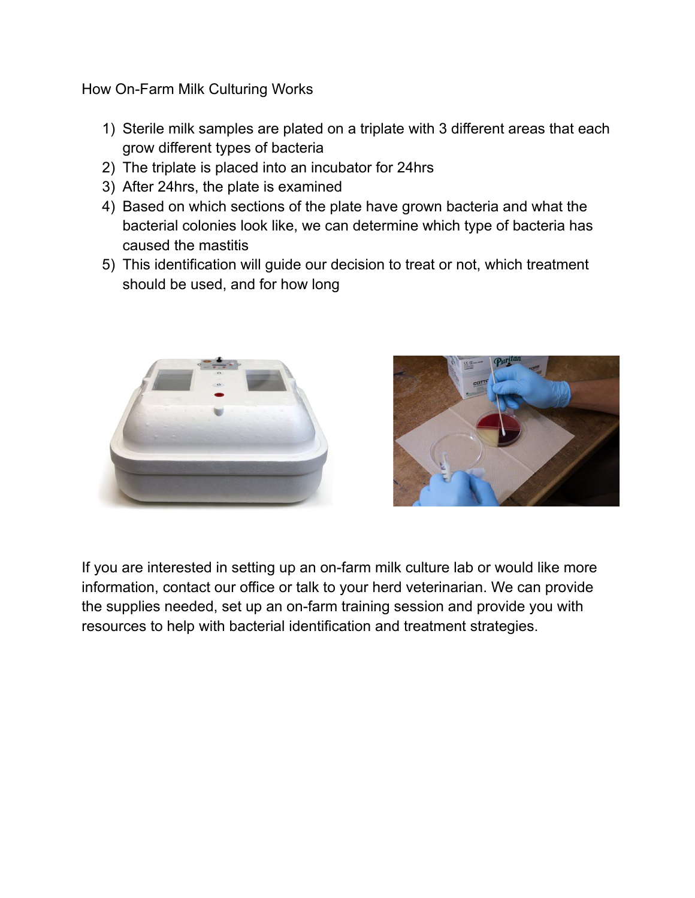How On-Farm Milk Culturing Works

1) Sterile milk samples are plated on a triplate with 3 different areas that each grow different types of bacteria
2) The triplate is placed into an incubator for 24hrs
3) After 24hrs, the plate is examined
4) Based on which sections of the plate have grown bacteria and what the bacterial colonies look like, we can determine which type of bacteria has caused the mastitis
5) This identification will guide our decision to treat or not, which treatment should be used, and for how long

If you are interested in setting up an on-farm milk culture lab or would like more information, contact our office or talk to your herd veterinarian. We can provide the supplies needed, set up an on-farm training session and provide you with resources to help with bacterial identification and treatment strategies.